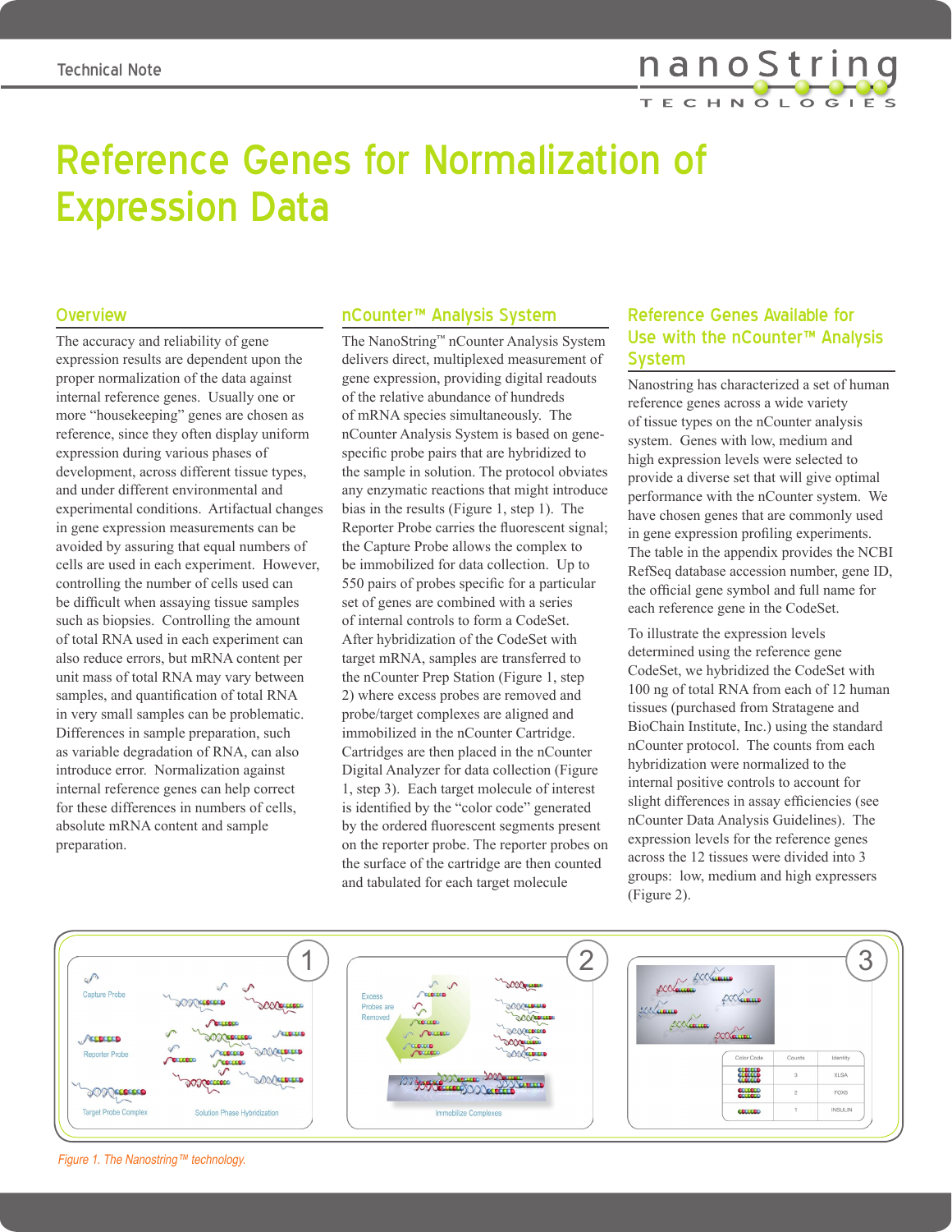# Reference Genes for Normalization of Expression Data

## Overview

The accuracy and reliability of gene expression results are dependent upon the proper normalization of the data against internal reference genes. Usually one or more "housekeeping" genes are chosen as reference, since they often display uniform expression during various phases of development, across different tissue types, and under different environmental and experimental conditions. Artifactual changes in gene expression measurements can be avoided by assuring that equal numbers of cells are used in each experiment. However, controlling the number of cells used can be difficult when assaying tissue samples such as biopsies. Controlling the amount of total RNA used in each experiment can also reduce errors, but mRNA content per unit mass of total RNA may vary between samples, and quantification of total RNA in very small samples can be problematic. Differences in sample preparation, such as variable degradation of RNA, can also introduce error. Normalization against internal reference genes can help correct for these differences in numbers of cells, absolute mRNA content and sample preparation.

## nCounter™ Analysis System

The NanoString™ nCounter Analysis System delivers direct, multiplexed measurement of gene expression, providing digital readouts of the relative abundance of hundreds of mRNA species simultaneously. The nCounter Analysis System is based on gene-specific probe pairs that are hybridized to the sample in solution. The protocol obviates any enzymatic reactions that might introduce bias in the results (Figure 1, step 1). The Reporter Probe carries the fluorescent signal; the Capture Probe allows the complex to be immobilized for data collection. Up to 550 pairs of probes specific for a particular set of genes are combined with a series of internal controls to form a CodeSet. After hybridization of the CodeSet with target mRNA, samples are transferred to the nCounter Prep Station (Figure 1, step 2) where excess probes are removed and probe/target complexes are aligned and immobilized in the nCounter Cartridge. Cartridges are then placed in the nCounter Digital Analyzer for data collection (Figure 1, step 3). Each target molecule of interest is identified by the "color code" generated by the ordered fluorescent segments present on the reporter probe. The reporter probes on the surface of the cartridge are then counted and tabulated for each target molecule

## Reference Genes Available for Use with the nCounter™ Analysis System

Nanostring has characterized a set of human reference genes across a wide variety of tissue types on the nCounter analysis system. Genes with low, medium and high expression levels were selected to provide a diverse set that will give optimal performance with the nCounter system. We have chosen genes that are commonly used in gene expression profiling experiments. The table in the appendix provides the NCBI RefSeq database accession number, gene ID, the official gene symbol and full name for each reference gene in the CodeSet.

To illustrate the expression levels determined using the reference gene CodeSet, we hybridized the CodeSet with 100 ng of total RNA from each of 12 human tissues (purchased from Stratagene and BioChain Institute, Inc.) using the standard nCounter protocol. The counts from each hybridization were normalized to the internal positive controls to account for slight differences in assay efficiencies (see nCounter Data Analysis Guidelines). The expression levels for the reference genes across the 12 tissues were divided into 3 groups: low, medium and high expressers (Figure 2).

*Figure 1. The Nanostring™ technology.*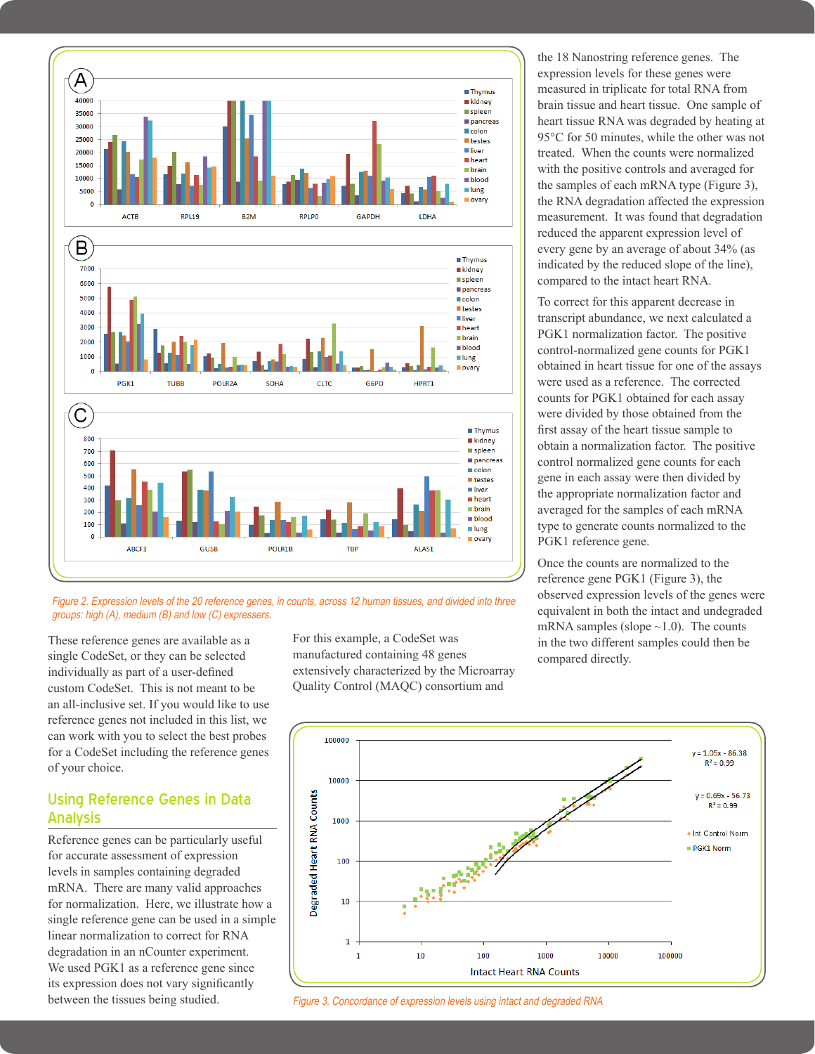Figure 2. Expression levels of the 20 reference genes, in counts, across 12 human tissues, and divided into three groups: high (A), medium (B) and low (C) expressers.

These reference genes are available as a single CodeSet, or they can be selected individually as part of a user-defined custom CodeSet. This is not meant to be an all-inclusive set. If you would like to use reference genes not included in this list, we can work with you to select the best probes for a CodeSet including the reference genes of your choice.

## Using Reference Genes in Data Analysis

Reference genes can be particularly useful for accurate assessment of expression levels in samples containing degraded mRNA. There are many valid approaches for normalization. Here, we illustrate how a single reference gene can be used in a simple linear normalization to correct for RNA degradation in an nCounter experiment. We used PGK1 as a reference gene since its expression does not vary significantly between the tissues being studied.

For this example, a CodeSet was manufactured containing 48 genes extensively characterized by the Microarray Quality Control (MAQC) consortium and the 18 Nanostring reference genes. The expression levels for these genes were measured in triplicate for total RNA from brain tissue and heart tissue. One sample of heart tissue RNA was degraded by heating at 95°C for 50 minutes, while the other was not treated. When the counts were normalized with the positive controls and averaged for the samples of each mRNA type (Figure 3), the RNA degradation affected the expression measurement. It was found that degradation reduced the apparent expression level of every gene by an average of about 34% (as indicated by the reduced slope of the line), compared to the intact heart RNA.

To correct for this apparent decrease in transcript abundance, we next calculated a PGK1 normalization factor. The positive control-normalized gene counts for PGK1 obtained in heart tissue for one of the assays were used as a reference. The corrected counts for PGK1 obtained for each assay were divided by those obtained from the first assay of the heart tissue sample to obtain a normalization factor. The positive control normalized gene counts for each gene in each assay were then divided by the appropriate normalization factor and averaged for the samples of each mRNA type to generate counts normalized to the PGK1 reference gene.

Once the counts are normalized to the reference gene PGK1 (Figure 3), the observed expression levels of the genes were equivalent in both the intact and undegraded mRNA samples (slope ~1.0). The counts in the two different samples could then be compared directly.

Figure 3. Concordance of expression levels using intact and degraded RNA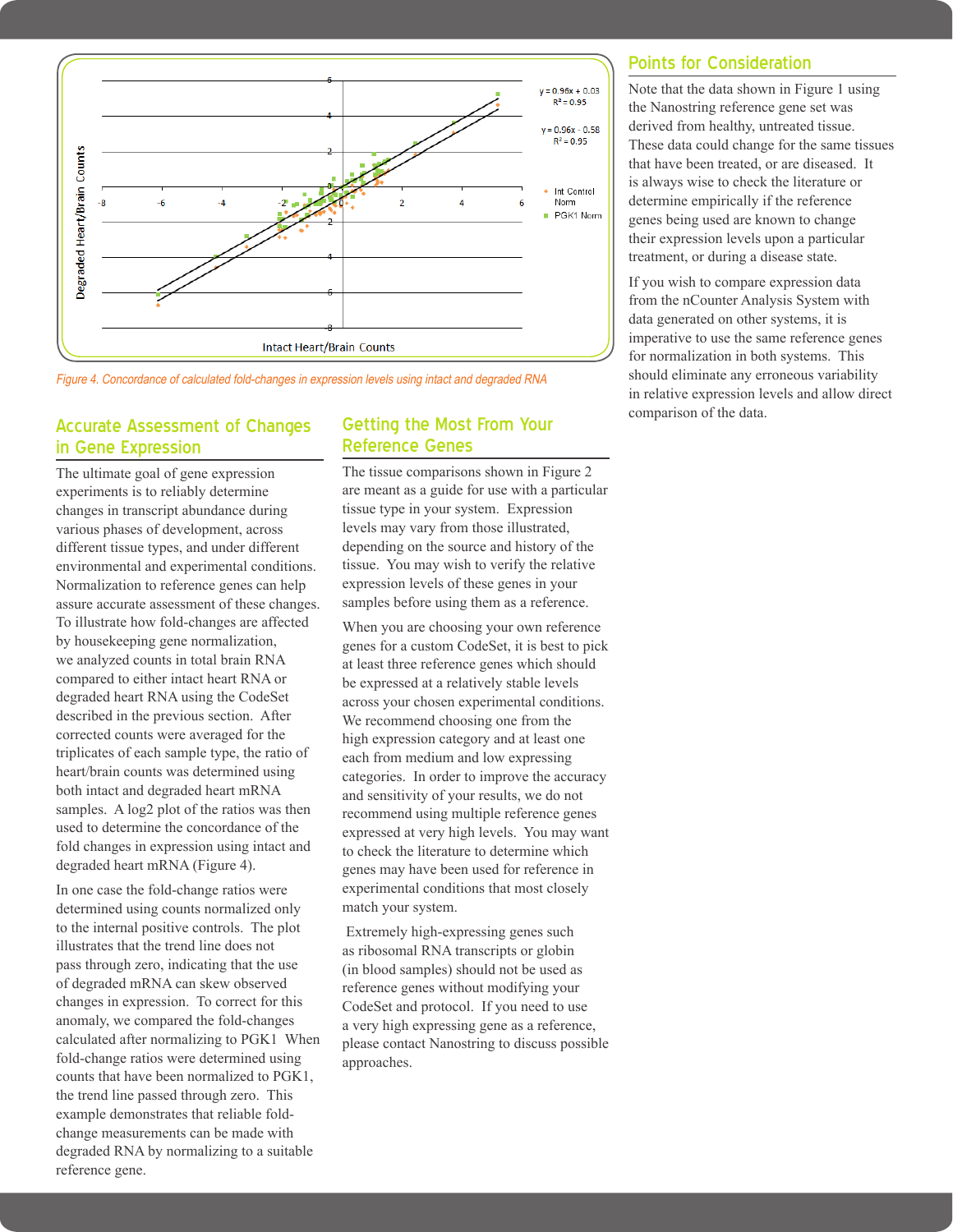Figure 4. Concordance of calculated fold-changes in expression levels using intact and degraded RNA

## Accurate Assessment of Changes in Gene Expression

The ultimate goal of gene expression experiments is to reliably determine changes in transcript abundance during various phases of development, across different tissue types, and under different environmental and experimental conditions. Normalization to reference genes can help assure accurate assessment of these changes. To illustrate how fold-changes are affected by housekeeping gene normalization, we analyzed counts in total brain RNA compared to either intact heart RNA or degraded heart RNA using the CodeSet described in the previous section. After corrected counts were averaged for the triplicates of each sample type, the ratio of heart/brain counts was determined using both intact and degraded heart mRNA samples. A log2 plot of the ratios was then used to determine the concordance of the fold changes in expression using intact and degraded heart mRNA (Figure 4).

In one case the fold-change ratios were determined using counts normalized only to the internal positive controls. The plot illustrates that the trend line does not pass through zero, indicating that the use of degraded mRNA can skew observed changes in expression. To correct for this anomaly, we compared the fold-changes calculated after normalizing to PGK1 When fold-change ratios were determined using counts that have been normalized to PGK1, the trend line passed through zero. This example demonstrates that reliable fold-change measurements can be made with degraded RNA by normalizing to a suitable reference gene.

## Getting the Most From Your Reference Genes

The tissue comparisons shown in Figure 2 are meant as a guide for use with a particular tissue type in your system. Expression levels may vary from those illustrated, depending on the source and history of the tissue. You may wish to verify the relative expression levels of these genes in your samples before using them as a reference.

When you are choosing your own reference genes for a custom CodeSet, it is best to pick at least three reference genes which should be expressed at a relatively stable levels across your chosen experimental conditions. We recommend choosing one from the high expression category and at least one each from medium and low expressing categories. In order to improve the accuracy and sensitivity of your results, we do not recommend using multiple reference genes expressed at very high levels. You may want to check the literature to determine which genes may have been used for reference in experimental conditions that most closely match your system.

Extremely high-expressing genes such as ribosomal RNA transcripts or globin (in blood samples) should not be used as reference genes without modifying your CodeSet and protocol. If you need to use a very high expressing gene as a reference, please contact Nanostring to discuss possible approaches.

## Points for Consideration

Note that the data shown in Figure 1 using the Nanostring reference gene set was derived from healthy, untreated tissue. These data could change for the same tissues that have been treated, or are diseased. It is always wise to check the literature or determine empirically if the reference genes being used are known to change their expression levels upon a particular treatment, or during a disease state.

If you wish to compare expression data from the nCounter Analysis System with data generated on other systems, it is imperative to use the same reference genes for normalization in both systems. This should eliminate any erroneous variability in relative expression levels and allow direct comparison of the data.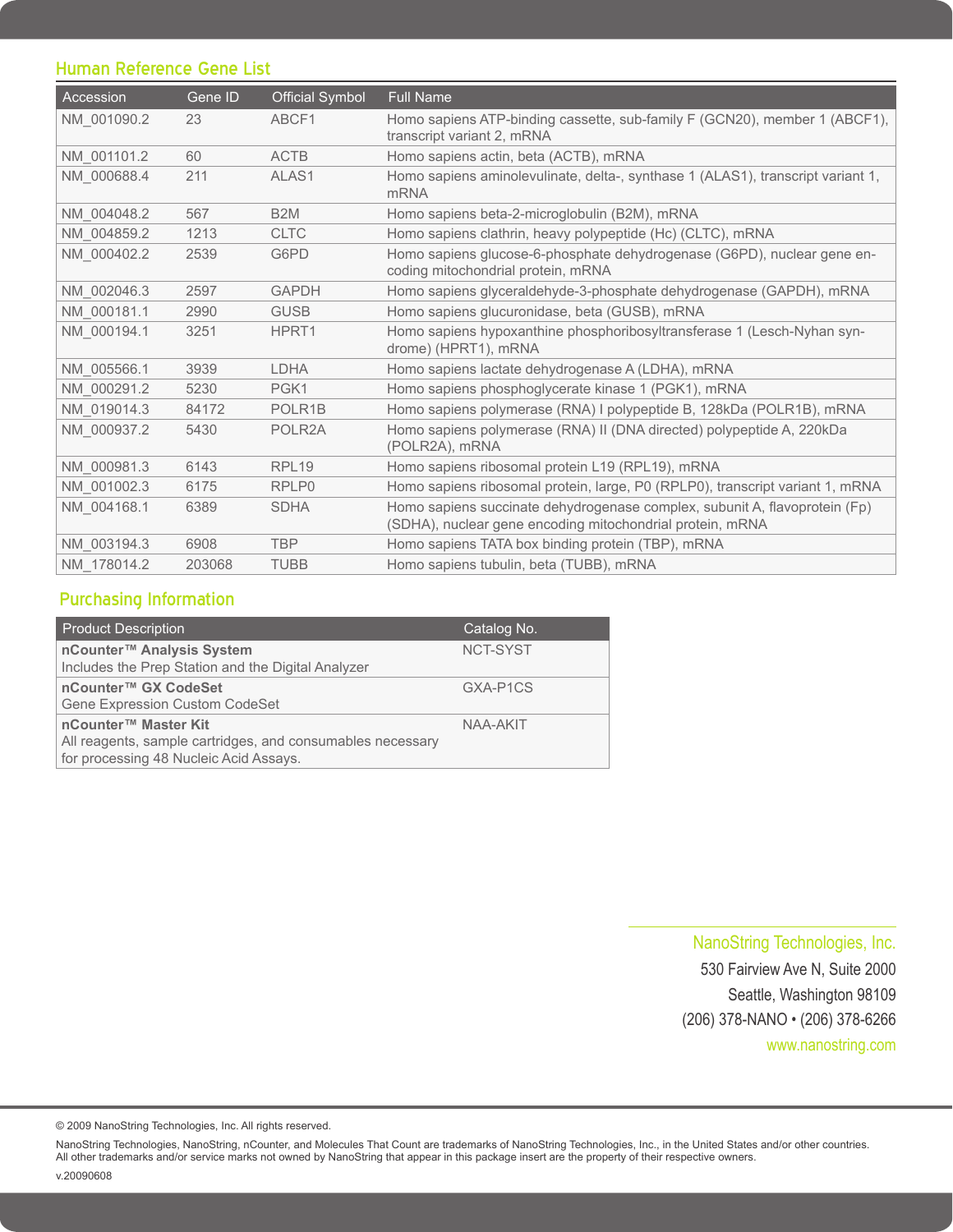## Human Reference Gene List

| Accession | Gene ID | Official Symbol | Full Name |
|---|---|---|---|
| NM_001090.2 | 23 | ABCF1 | Homo sapiens ATP-binding cassette, sub-family F (GCN20), member 1 (ABCF1), transcript variant 2, mRNA |
| NM_001101.2 | 60 | ACTB | Homo sapiens actin, beta (ACTB), mRNA |
| NM_000688.4 | 211 | ALAS1 | Homo sapiens aminolevulinate, delta-, synthase 1 (ALAS1), transcript variant 1, mRNA |
| NM_004048.2 | 567 | B2M | Homo sapiens beta-2-microglobulin (B2M), mRNA |
| NM_004859.2 | 1213 | CLTC | Homo sapiens clathrin, heavy polypeptide (Hc) (CLTC), mRNA |
| NM_000402.2 | 2539 | G6PD | Homo sapiens glucose-6-phosphate dehydrogenase (G6PD), nuclear gene encoding mitochondrial protein, mRNA |
| NM_002046.3 | 2597 | GAPDH | Homo sapiens glyceraldehyde-3-phosphate dehydrogenase (GAPDH), mRNA |
| NM_000181.1 | 2990 | GUSB | Homo sapiens glucuronidase, beta (GUSB), mRNA |
| NM_000194.1 | 3251 | HPRT1 | Homo sapiens hypoxanthine phosphoribosyltransferase 1 (Lesch-Nyhan syndrome) (HPRT1), mRNA |
| NM_005566.1 | 3939 | LDHA | Homo sapiens lactate dehydrogenase A (LDHA), mRNA |
| NM_000291.2 | 5230 | PGK1 | Homo sapiens phosphoglycerate kinase 1 (PGK1), mRNA |
| NM_019014.3 | 84172 | POLR1B | Homo sapiens polymerase (RNA) I polypeptide B, 128kDa (POLR1B), mRNA |
| NM_000937.2 | 5430 | POLR2A | Homo sapiens polymerase (RNA) II (DNA directed) polypeptide A, 220kDa (POLR2A), mRNA |
| NM_000981.3 | 6143 | RPL19 | Homo sapiens ribosomal protein L19 (RPL19), mRNA |
| NM_001002.3 | 6175 | RPLP0 | Homo sapiens ribosomal protein, large, P0 (RPLP0), transcript variant 1, mRNA |
| NM_004168.1 | 6389 | SDHA | Homo sapiens succinate dehydrogenase complex, subunit A, flavoprotein (Fp) (SDHA), nuclear gene encoding mitochondrial protein, mRNA |
| NM_003194.3 | 6908 | TBP | Homo sapiens TATA box binding protein (TBP), mRNA |
| NM_178014.2 | 203068 | TUBB | Homo sapiens tubulin, beta (TUBB), mRNA |

## Purchasing Information

| Product Description | Catalog No. |
|---|---|
| **nCounter™ Analysis System** Includes the Prep Station and the Digital Analyzer | NCT-SYST |
| **nCounter™ GX CodeSet** Gene Expression Custom CodeSet | GXA-P1CS |
| **nCounter™ Master Kit** All reagents, sample cartridges, and consumables necessary for processing 48 Nucleic Acid Assays. | NAA-AKIT |

NanoString Technologies, Inc.
530 Fairview Ave N, Suite 2000
Seattle, Washington 98109
(206) 378-NANO • (206) 378-6266
www.nanostring.com

© 2009 NanoString Technologies, Inc. All rights reserved.

NanoString Technologies, NanoString, nCounter, and Molecules That Count are trademarks of NanoString Technologies, Inc., in the United States and/or other countries. All other trademarks and/or service marks not owned by NanoString that appear in this package insert are the property of their respective owners.

v.20090608